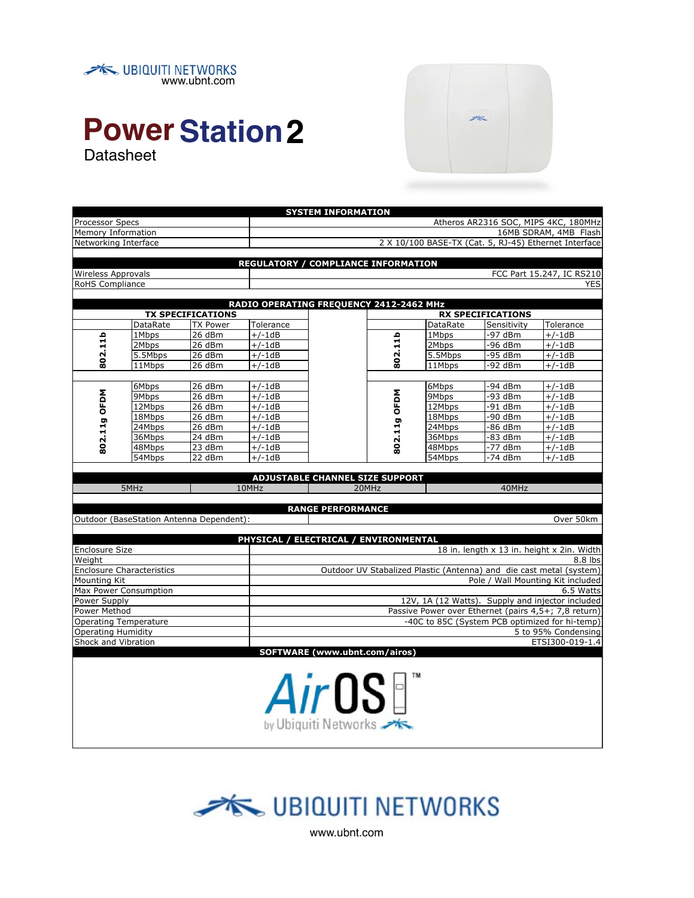UBIQUITI NETWORKS
www.ubnt.com

# PowerStation2

Datasheet

| SYSTEM INFORMATION | |
|---|---|
| Processor Specs | Atheros AR2316 SOC, MIPS 4KC, 180MHz |
| Memory Information | 16MB SDRAM, 4MB Flash |
| Networking Interface | 2 X 10/100 BASE-TX (Cat. 5, RJ-45) Ethernet Interface |

| REGULATORY / COMPLIANCE INFORMATION | |
|---|---|
| Wireless Approvals | FCC Part 15.247, IC RS210 |
| RoHS Compliance | YES |

**RADIO OPERATING FREQUENCY 2412-2462 MHz**

| TX SPECIFICATIONS | | | | RX SPECIFICATIONS | | | |
|---|---|---|---|---|---|---|---|
| | DataRate | TX Power | Tolerance | | DataRate | Sensitivity | Tolerance |
| 802.11b | 1Mbps | 26 dBm | +/-1dB | 802.11b | 1Mbps | -97 dBm | +/-1dB |
| | 2Mbps | 26 dBm | +/-1dB | | 2Mbps | -96 dBm | +/-1dB |
| | 5.5Mbps | 26 dBm | +/-1dB | | 5.5Mbps | -95 dBm | +/-1dB |
| | 11Mbps | 26 dBm | +/-1dB | | 11Mbps | -92 dBm | +/-1dB |
| 802.11g OFDM | 6Mbps | 26 dBm | +/-1dB | 802.11g OFDM | 6Mbps | -94 dBm | +/-1dB |
| | 9Mbps | 26 dBm | +/-1dB | | 9Mbps | -93 dBm | +/-1dB |
| | 12Mbps | 26 dBm | +/-1dB | | 12Mbps | -91 dBm | +/-1dB |
| | 18Mbps | 26 dBm | +/-1dB | | 18Mbps | -90 dBm | +/-1dB |
| | 24Mbps | 26 dBm | +/-1dB | | 24Mbps | -86 dBm | +/-1dB |
| | 36Mbps | 24 dBm | +/-1dB | | 36Mbps | -83 dBm | +/-1dB |
| | 48Mbps | 23 dBm | +/-1dB | | 48Mbps | -77 dBm | +/-1dB |
| | 54Mbps | 22 dBm | +/-1dB | | 54Mbps | -74 dBm | +/-1dB |

**ADJUSTABLE CHANNEL SIZE SUPPORT**

| 5MHz | 10MHz | 20MHz | 40MHz |
|---|---|---|---|

| RANGE PERFORMANCE | |
|---|---|
| Outdoor (BaseStation Antenna Dependent): | Over 50km |

| PHYSICAL / ELECTRICAL / ENVIRONMENTAL | |
|---|---|
| Enclosure Size | 18 in. length x 13 in. height x 2in. Width |
| Weight | 8.8 lbs |
| Enclosure Characteristics | Outdoor UV Stabalized Plastic (Antenna) and die cast metal (system) |
| Mounting Kit | Pole / Wall Mounting Kit included |
| Max Power Consumption | 6.5 Watts |
| Power Supply | 12V, 1A (12 Watts). Supply and injector included |
| Power Method | Passive Power over Ethernet (pairs 4,5+; 7,8 return) |
| Operating Temperature | -40C to 85C (System PCB optimized for hi-temp) |
| Operating Humidity | 5 to 95% Condensing |
| Shock and Vibration | ETSI300-019-1.4 |

**SOFTWARE (www.ubnt.com/airos)**

AirOS™ by Ubiquiti Networks

UBIQUITI NETWORKS
www.ubnt.com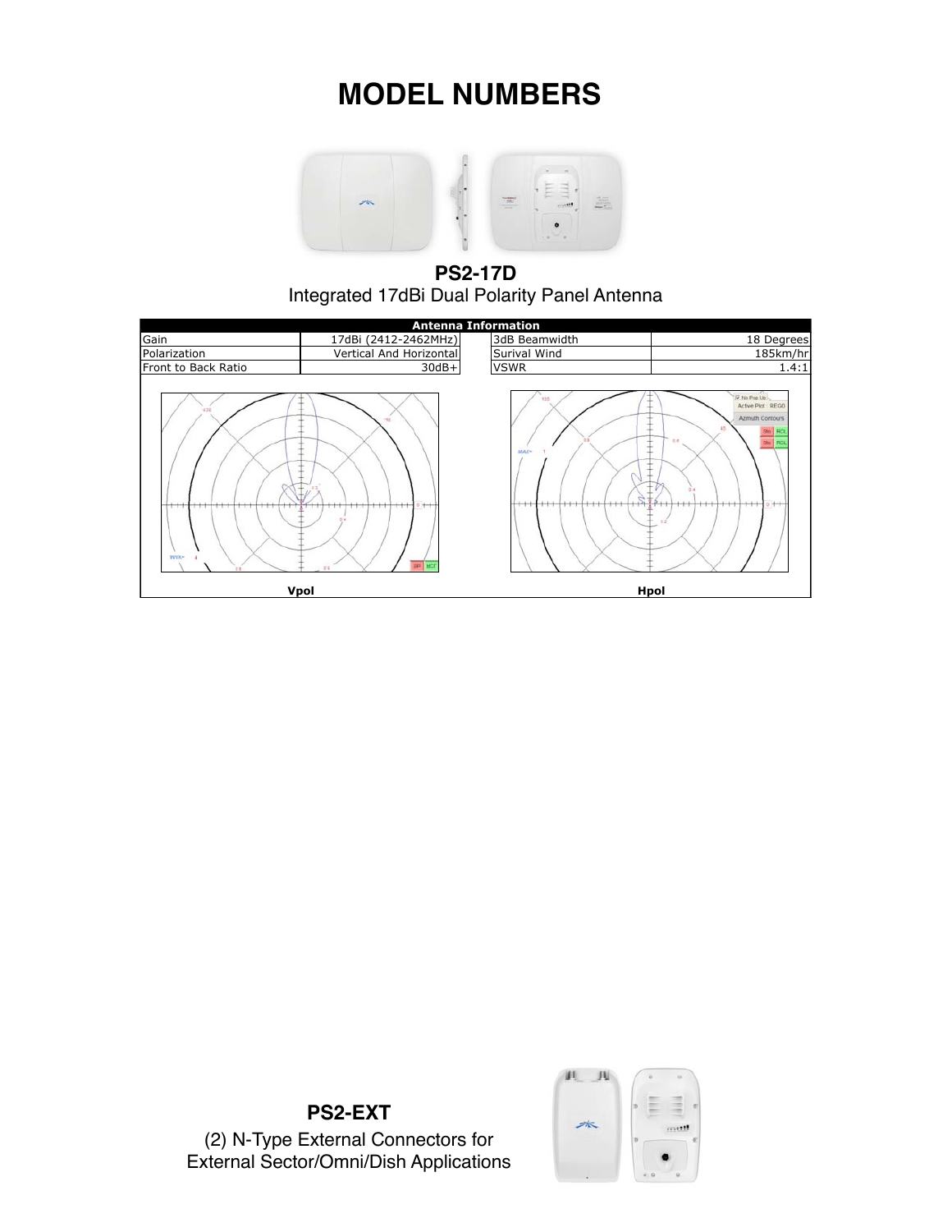# MODEL NUMBERS

**PS2-17D**

Integrated 17dBi Dual Polarity Panel Antenna

| Antenna Information | | | |
|---|---|---|---|
| Gain | 17dBi (2412-2462MHz) | 3dB Beamwidth | 18 Degrees |
| Polarization | Vertical And Horizontal | Surival Wind | 185km/hr |
| Front to Back Ratio | 30dB+ | VSWR | 1.4:1 |

Vpol

Hpol

**PS2-EXT**

(2) N-Type External Connectors for
External Sector/Omni/Dish Applications